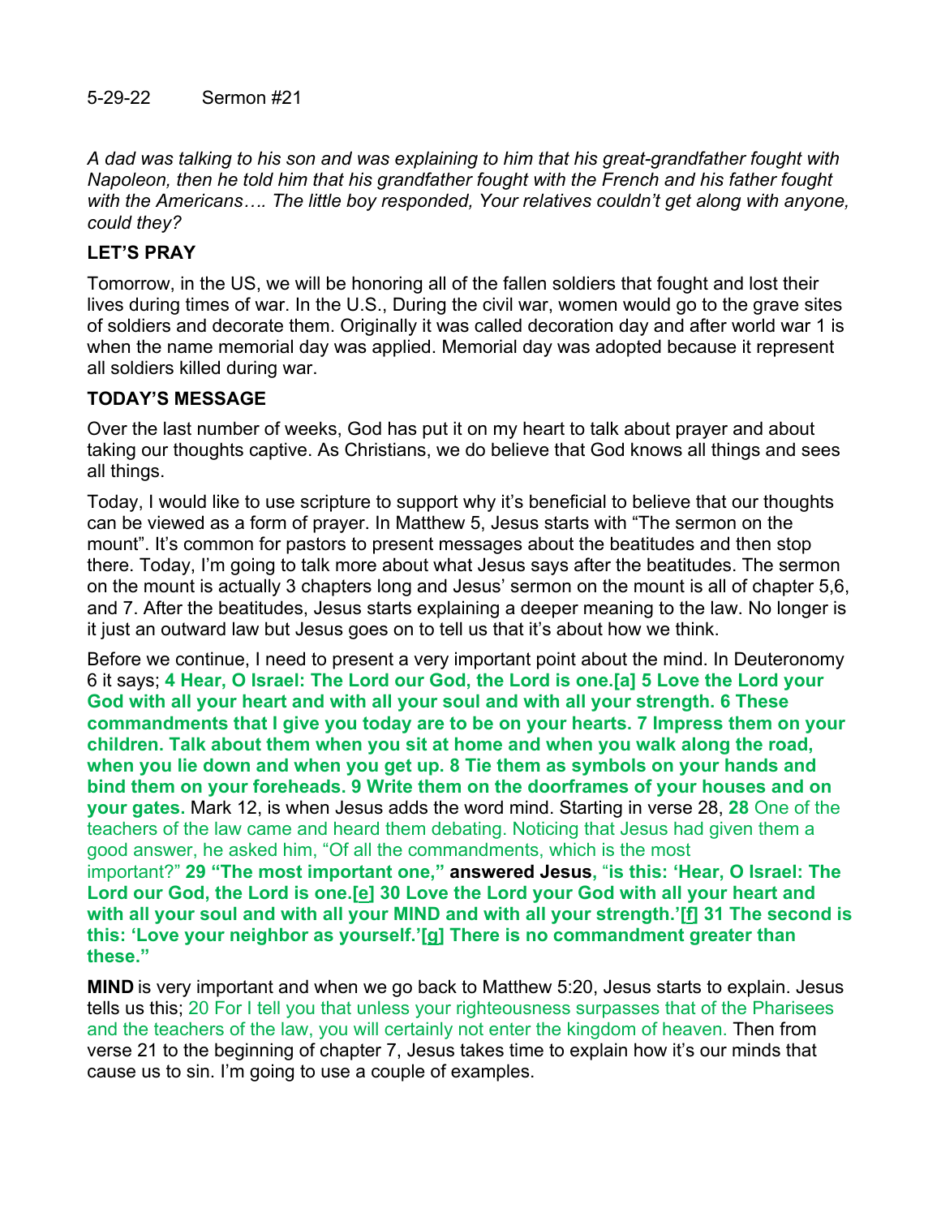5-29-22 Sermon #21

*A dad was talking to his son and was explaining to him that his great-grandfather fought with Napoleon, then he told him that his grandfather fought with the French and his father fought with the Americans…. The little boy responded, Your relatives couldn't get along with anyone, could they?*

**LET'S PRAY**

Tomorrow, in the US, we will be honoring all of the fallen soldiers that fought and lost their lives during times of war. In the U.S., During the civil war, women would go to the grave sites of soldiers and decorate them. Originally it was called decoration day and after world war 1 is when the name memorial day was applied. Memorial day was adopted because it represent all soldiers killed during war.

**TODAY'S MESSAGE**

Over the last number of weeks, God has put it on my heart to talk about prayer and about taking our thoughts captive. As Christians, we do believe that God knows all things and sees all things.

Today, I would like to use scripture to support why it's beneficial to believe that our thoughts can be viewed as a form of prayer. In Matthew 5, Jesus starts with "The sermon on the mount". It's common for pastors to present messages about the beatitudes and then stop there. Today, I'm going to talk more about what Jesus says after the beatitudes. The sermon on the mount is actually 3 chapters long and Jesus' sermon on the mount is all of chapter 5,6, and 7. After the beatitudes, Jesus starts explaining a deeper meaning to the law. No longer is it just an outward law but Jesus goes on to tell us that it's about how we think.

Before we continue, I need to present a very important point about the mind. In Deuteronomy 6 it says; **4 Hear, O Israel: The Lord our God, the Lord is one.[a] 5 Love the Lord your God with all your heart and with all your soul and with all your strength. 6 These commandments that I give you today are to be on your hearts. 7 Impress them on your children. Talk about them when you sit at home and when you walk along the road, when you lie down and when you get up. 8 Tie them as symbols on your hands and bind them on your foreheads. 9 Write them on the doorframes of your houses and on your gates.** Mark 12, is when Jesus adds the word mind. Starting in verse 28, **28** One of the teachers of the law came and heard them debating. Noticing that Jesus had given them a good answer, he asked him, "Of all the commandments, which is the most important?" **29 "The most important one," answered Jesus**, "**is this: 'Hear, O Israel: The Lord our God, the Lord is one.[e] 30 Love the Lord your God with all your heart and with all your soul and with all your MIND and with all your strength.'[f] 31 The second is this: 'Love your neighbor as yourself.'[g] There is no commandment greater than these."**

**MIND** is very important and when we go back to Matthew 5:20, Jesus starts to explain. Jesus tells us this; 20 For I tell you that unless your righteousness surpasses that of the Pharisees and the teachers of the law, you will certainly not enter the kingdom of heaven. Then from verse 21 to the beginning of chapter 7, Jesus takes time to explain how it's our minds that cause us to sin. I'm going to use a couple of examples.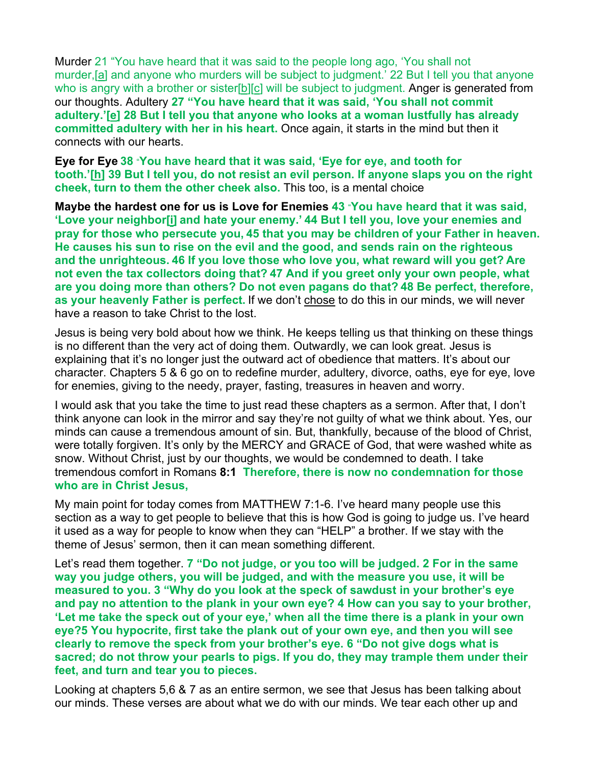Murder 21 “You have heard that it was said to the people long ago, ‘You shall not murder,[a] and anyone who murders will be subject to judgment.’ 22 But I tell you that anyone who is angry with a brother or sister[b][c] will be subject to judgment. Anger is generated from our thoughts. Adultery **27 “You have heard that it was said, ‘You shall not commit adultery.’[e] 28 But I tell you that anyone who looks at a woman lustfully has already committed adultery with her in his heart.** Once again, it starts in the mind but then it connects with our hearts.

**Eye for Eye 38 “You have heard that it was said, ‘Eye for eye, and tooth for tooth.’[h] 39 But I tell you, do not resist an evil person. If anyone slaps you on the right cheek, turn to them the other cheek also.** This too, is a mental choice

**Maybe the hardest one for us is Love for Enemies 43 “You have heard that it was said, ‘Love your neighbor[i] and hate your enemy.’ 44 But I tell you, love your enemies and pray for those who persecute you, 45 that you may be children of your Father in heaven. He causes his sun to rise on the evil and the good, and sends rain on the righteous and the unrighteous. 46 If you love those who love you, what reward will you get? Are not even the tax collectors doing that? 47 And if you greet only your own people, what are you doing more than others? Do not even pagans do that? 48 Be perfect, therefore, as your heavenly Father is perfect.** If we don’t chose to do this in our minds, we will never have a reason to take Christ to the lost.

Jesus is being very bold about how we think. He keeps telling us that thinking on these things is no different than the very act of doing them. Outwardly, we can look great. Jesus is explaining that it’s no longer just the outward act of obedience that matters. It’s about our character. Chapters 5 & 6 go on to redefine murder, adultery, divorce, oaths, eye for eye, love for enemies, giving to the needy, prayer, fasting, treasures in heaven and worry.

I would ask that you take the time to just read these chapters as a sermon. After that, I don’t think anyone can look in the mirror and say they’re not guilty of what we think about. Yes, our minds can cause a tremendous amount of sin. But, thankfully, because of the blood of Christ, were totally forgiven. It’s only by the MERCY and GRACE of God, that were washed white as snow. Without Christ, just by our thoughts, we would be condemned to death. I take tremendous comfort in Romans **8:1 Therefore, there is now no condemnation for those who are in Christ Jesus,**

My main point for today comes from MATTHEW 7:1-6. I’ve heard many people use this section as a way to get people to believe that this is how God is going to judge us. I’ve heard it used as a way for people to know when they can “HELP” a brother. If we stay with the theme of Jesus’ sermon, then it can mean something different.

Let’s read them together. **7 “Do not judge, or you too will be judged. 2 For in the same way you judge others, you will be judged, and with the measure you use, it will be measured to you. 3 “Why do you look at the speck of sawdust in your brother’s eye and pay no attention to the plank in your own eye? 4 How can you say to your brother, ‘Let me take the speck out of your eye,’ when all the time there is a plank in your own eye?5 You hypocrite, first take the plank out of your own eye, and then you will see clearly to remove the speck from your brother’s eye. 6 “Do not give dogs what is sacred; do not throw your pearls to pigs. If you do, they may trample them under their feet, and turn and tear you to pieces.**

Looking at chapters 5,6 & 7 as an entire sermon, we see that Jesus has been talking about our minds. These verses are about what we do with our minds. We tear each other up and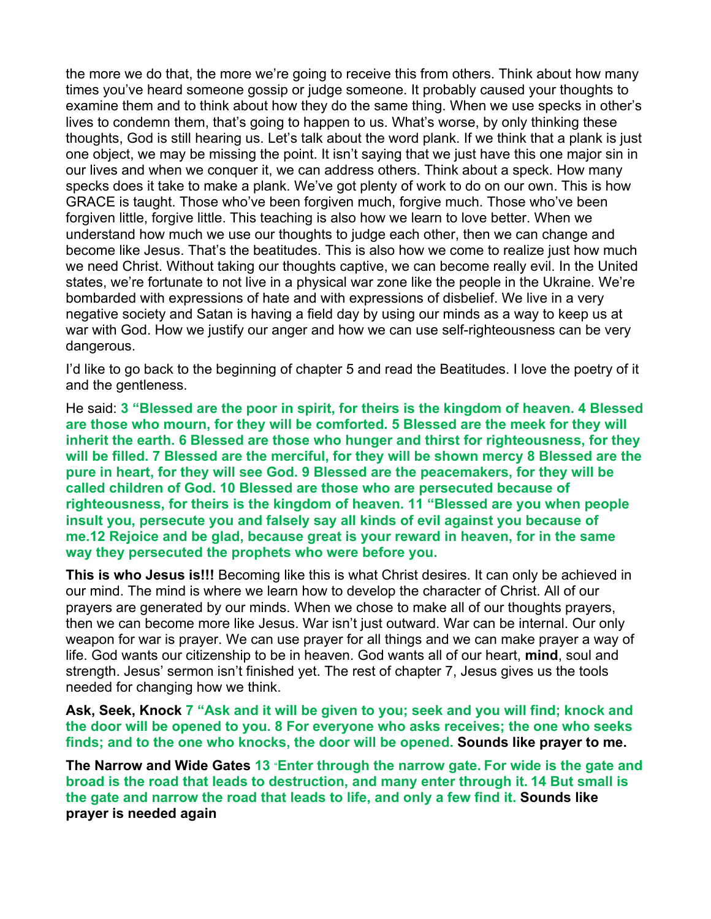the more we do that, the more we're going to receive this from others. Think about how many times you've heard someone gossip or judge someone. It probably caused your thoughts to examine them and to think about how they do the same thing. When we use specks in other's lives to condemn them, that's going to happen to us. What's worse, by only thinking these thoughts, God is still hearing us. Let's talk about the word plank. If we think that a plank is just one object, we may be missing the point. It isn't saying that we just have this one major sin in our lives and when we conquer it, we can address others. Think about a speck. How many specks does it take to make a plank. We've got plenty of work to do on our own. This is how GRACE is taught. Those who've been forgiven much, forgive much. Those who've been forgiven little, forgive little. This teaching is also how we learn to love better. When we understand how much we use our thoughts to judge each other, then we can change and become like Jesus. That's the beatitudes. This is also how we come to realize just how much we need Christ. Without taking our thoughts captive, we can become really evil. In the United states, we're fortunate to not live in a physical war zone like the people in the Ukraine. We're bombarded with expressions of hate and with expressions of disbelief. We live in a very negative society and Satan is having a field day by using our minds as a way to keep us at war with God. How we justify our anger and how we can use self-righteousness can be very dangerous.

I'd like to go back to the beginning of chapter 5 and read the Beatitudes. I love the poetry of it and the gentleness.

He said: **3 "Blessed are the poor in spirit, for theirs is the kingdom of heaven. 4 Blessed are those who mourn, for they will be comforted. 5 Blessed are the meek for they will inherit the earth. 6 Blessed are those who hunger and thirst for righteousness, for they will be filled. 7 Blessed are the merciful, for they will be shown mercy 8 Blessed are the pure in heart, for they will see God. 9 Blessed are the peacemakers, for they will be called children of God. 10 Blessed are those who are persecuted because of righteousness, for theirs is the kingdom of heaven. 11 "Blessed are you when people insult you, persecute you and falsely say all kinds of evil against you because of me.12 Rejoice and be glad, because great is your reward in heaven, for in the same way they persecuted the prophets who were before you.**

**This is who Jesus is!!!** Becoming like this is what Christ desires. It can only be achieved in our mind. The mind is where we learn how to develop the character of Christ. All of our prayers are generated by our minds. When we chose to make all of our thoughts prayers, then we can become more like Jesus. War isn't just outward. War can be internal. Our only weapon for war is prayer. We can use prayer for all things and we can make prayer a way of life. God wants our citizenship to be in heaven. God wants all of our heart, **mind**, soul and strength. Jesus' sermon isn't finished yet. The rest of chapter 7, Jesus gives us the tools needed for changing how we think.

**Ask, Seek, Knock 7 "Ask and it will be given to you; seek and you will find; knock and the door will be opened to you. 8 For everyone who asks receives; the one who seeks finds; and to the one who knocks, the door will be opened. Sounds like prayer to me.**

**The Narrow and Wide Gates 13 "Enter through the narrow gate. For wide is the gate and broad is the road that leads to destruction, and many enter through it. 14 But small is the gate and narrow the road that leads to life, and only a few find it. Sounds like prayer is needed again**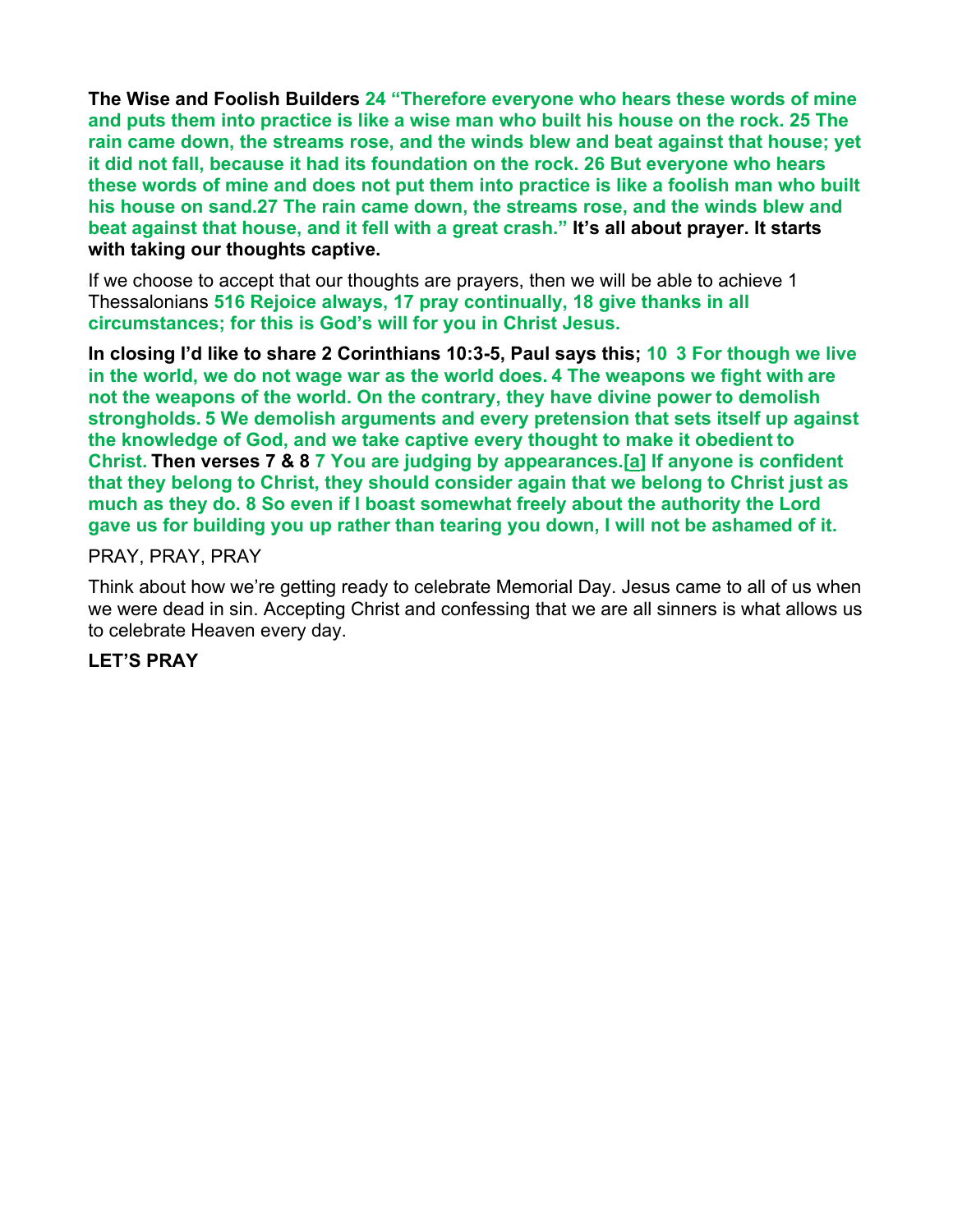**The Wise and Foolish Builders 24 "Therefore everyone who hears these words of mine and puts them into practice is like a wise man who built his house on the rock. 25 The rain came down, the streams rose, and the winds blew and beat against that house; yet it did not fall, because it had its foundation on the rock. 26 But everyone who hears these words of mine and does not put them into practice is like a foolish man who built his house on sand.27 The rain came down, the streams rose, and the winds blew and beat against that house, and it fell with a great crash." It's all about prayer. It starts with taking our thoughts captive.**

If we choose to accept that our thoughts are prayers, then we will be able to achieve 1 Thessalonians **516 Rejoice always, 17 pray continually, 18 give thanks in all circumstances; for this is God's will for you in Christ Jesus.**

**In closing I'd like to share 2 Corinthians 10:3-5, Paul says this; 10 3 For though we live in the world, we do not wage war as the world does. 4 The weapons we fight with are not the weapons of the world. On the contrary, they have divine power to demolish strongholds. 5 We demolish arguments and every pretension that sets itself up against the knowledge of God, and we take captive every thought to make it obedient to Christ. Then verses 7 & 8 7 You are judging by appearances.[a] If anyone is confident that they belong to Christ, they should consider again that we belong to Christ just as much as they do. 8 So even if I boast somewhat freely about the authority the Lord gave us for building you up rather than tearing you down, I will not be ashamed of it.**

PRAY, PRAY, PRAY

Think about how we're getting ready to celebrate Memorial Day. Jesus came to all of us when we were dead in sin. Accepting Christ and confessing that we are all sinners is what allows us to celebrate Heaven every day.

**LET'S PRAY**